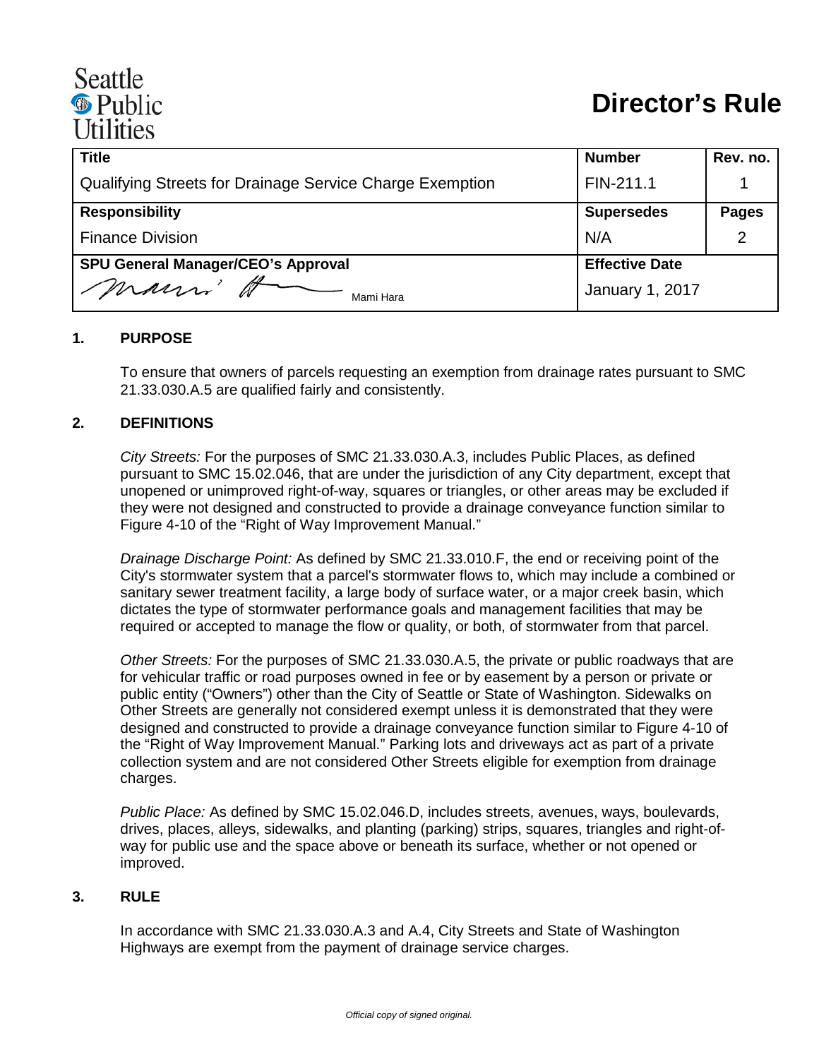Seattle Public Utilities

# Director's Rule

| Title | Number | Rev. no. |
|---|---|---|
| Qualifying Streets for Drainage Service Charge Exemption | FIN-211.1 | 1 |
| **Responsibility** | **Supersedes** | **Pages** |
| Finance Division | N/A | 2 |
| **SPU General Manager/CEO's Approval** | **Effective Date** | |
| Mami Hara | January 1, 2017 | |

## 1. PURPOSE

To ensure that owners of parcels requesting an exemption from drainage rates pursuant to SMC 21.33.030.A.5 are qualified fairly and consistently.

## 2. DEFINITIONS

*City Streets:* For the purposes of SMC 21.33.030.A.3, includes Public Places, as defined pursuant to SMC 15.02.046, that are under the jurisdiction of any City department, except that unopened or unimproved right-of-way, squares or triangles, or other areas may be excluded if they were not designed and constructed to provide a drainage conveyance function similar to Figure 4-10 of the "Right of Way Improvement Manual."

*Drainage Discharge Point:* As defined by SMC 21.33.010.F, the end or receiving point of the City's stormwater system that a parcel's stormwater flows to, which may include a combined or sanitary sewer treatment facility, a large body of surface water, or a major creek basin, which dictates the type of stormwater performance goals and management facilities that may be required or accepted to manage the flow or quality, or both, of stormwater from that parcel.

*Other Streets:* For the purposes of SMC 21.33.030.A.5, the private or public roadways that are for vehicular traffic or road purposes owned in fee or by easement by a person or private or public entity ("Owners") other than the City of Seattle or State of Washington. Sidewalks on Other Streets are generally not considered exempt unless it is demonstrated that they were designed and constructed to provide a drainage conveyance function similar to Figure 4-10 of the "Right of Way Improvement Manual." Parking lots and driveways act as part of a private collection system and are not considered Other Streets eligible for exemption from drainage charges.

*Public Place:* As defined by SMC 15.02.046.D, includes streets, avenues, ways, boulevards, drives, places, alleys, sidewalks, and planting (parking) strips, squares, triangles and right-of-way for public use and the space above or beneath its surface, whether or not opened or improved.

## 3. RULE

In accordance with SMC 21.33.030.A.3 and A.4, City Streets and State of Washington Highways are exempt from the payment of drainage service charges.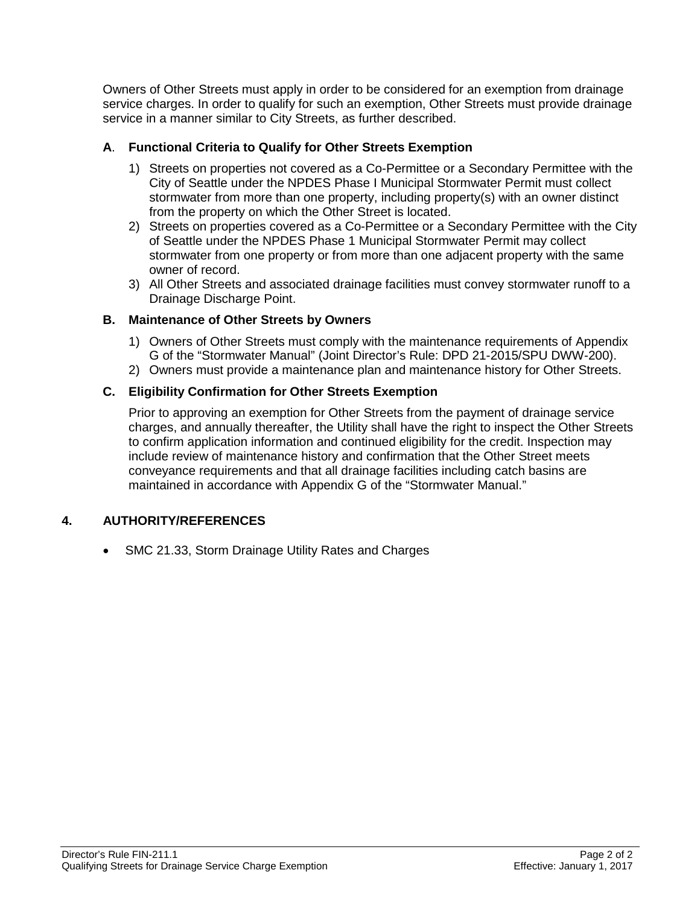Owners of Other Streets must apply in order to be considered for an exemption from drainage service charges. In order to qualify for such an exemption, Other Streets must provide drainage service in a manner similar to City Streets, as further described.

### A. Functional Criteria to Qualify for Other Streets Exemption

1) Streets on properties not covered as a Co-Permittee or a Secondary Permittee with the City of Seattle under the NPDES Phase I Municipal Stormwater Permit must collect stormwater from more than one property, including property(s) with an owner distinct from the property on which the Other Street is located.
2) Streets on properties covered as a Co-Permittee or a Secondary Permittee with the City of Seattle under the NPDES Phase 1 Municipal Stormwater Permit may collect stormwater from one property or from more than one adjacent property with the same owner of record.
3) All Other Streets and associated drainage facilities must convey stormwater runoff to a Drainage Discharge Point.

### B. Maintenance of Other Streets by Owners

1) Owners of Other Streets must comply with the maintenance requirements of Appendix G of the "Stormwater Manual" (Joint Director's Rule: DPD 21-2015/SPU DWW-200).
2) Owners must provide a maintenance plan and maintenance history for Other Streets.

### C. Eligibility Confirmation for Other Streets Exemption

Prior to approving an exemption for Other Streets from the payment of drainage service charges, and annually thereafter, the Utility shall have the right to inspect the Other Streets to confirm application information and continued eligibility for the credit. Inspection may include review of maintenance history and confirmation that the Other Street meets conveyance requirements and that all drainage facilities including catch basins are maintained in accordance with Appendix G of the "Stormwater Manual."

## 4. AUTHORITY/REFERENCES

- SMC 21.33, Storm Drainage Utility Rates and Charges